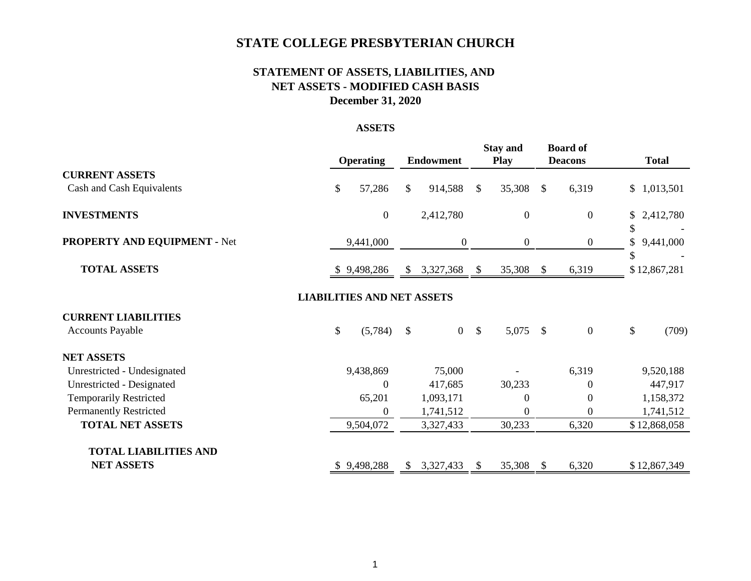# STATE COLLEGE PRESBYTERIAN CHURCH

## STATEMENT OF ASSETS, LIABILITIES, AND NET ASSETS - MODIFIED CASH BASIS
### December 31, 2020

**ASSETS**

| | Operating | Endowment | Stay and Play | Board of Deacons | Total |
|---|---|---|---|---|---|
| **CURRENT ASSETS** | | | | | |
| Cash and Cash Equivalents | $ 57,286 | $ 914,588 | $ 35,308 | $ 6,319 | $ 1,013,501 |
| **INVESTMENTS** | 0 | 2,412,780 | 0 | 0 | $ 2,412,780 |
| | | | | | $ - |
| **PROPERTY AND EQUIPMENT** - Net | 9,441,000 | 0 | 0 | 0 | $ 9,441,000 |
| | | | | | $ - |
| **TOTAL ASSETS** | $ 9,498,286 | $ 3,327,368 | $ 35,308 | $ 6,319 | $ 12,867,281 |

**LIABILITIES AND NET ASSETS**

| | Operating | Endowment | Stay and Play | Board of Deacons | Total |
|---|---|---|---|---|---|
| **CURRENT LIABILITIES** | | | | | |
| Accounts Payable | $ (5,784) | $ 0 | $ 5,075 | $ 0 | $ (709) |
| **NET ASSETS** | | | | | |
| Unrestricted - Undesignated | 9,438,869 | 75,000 | - | 6,319 | 9,520,188 |
| Unrestricted - Designated | 0 | 417,685 | 30,233 | 0 | 447,917 |
| Temporarily Restricted | 65,201 | 1,093,171 | 0 | 0 | 1,158,372 |
| Permanently Restricted | 0 | 1,741,512 | 0 | 0 | 1,741,512 |
| **TOTAL NET ASSETS** | 9,504,072 | 3,327,433 | 30,233 | 6,320 | $ 12,868,058 |
| **TOTAL LIABILITIES AND NET ASSETS** | $ 9,498,288 | $ 3,327,433 | $ 35,308 | $ 6,320 | $ 12,867,349 |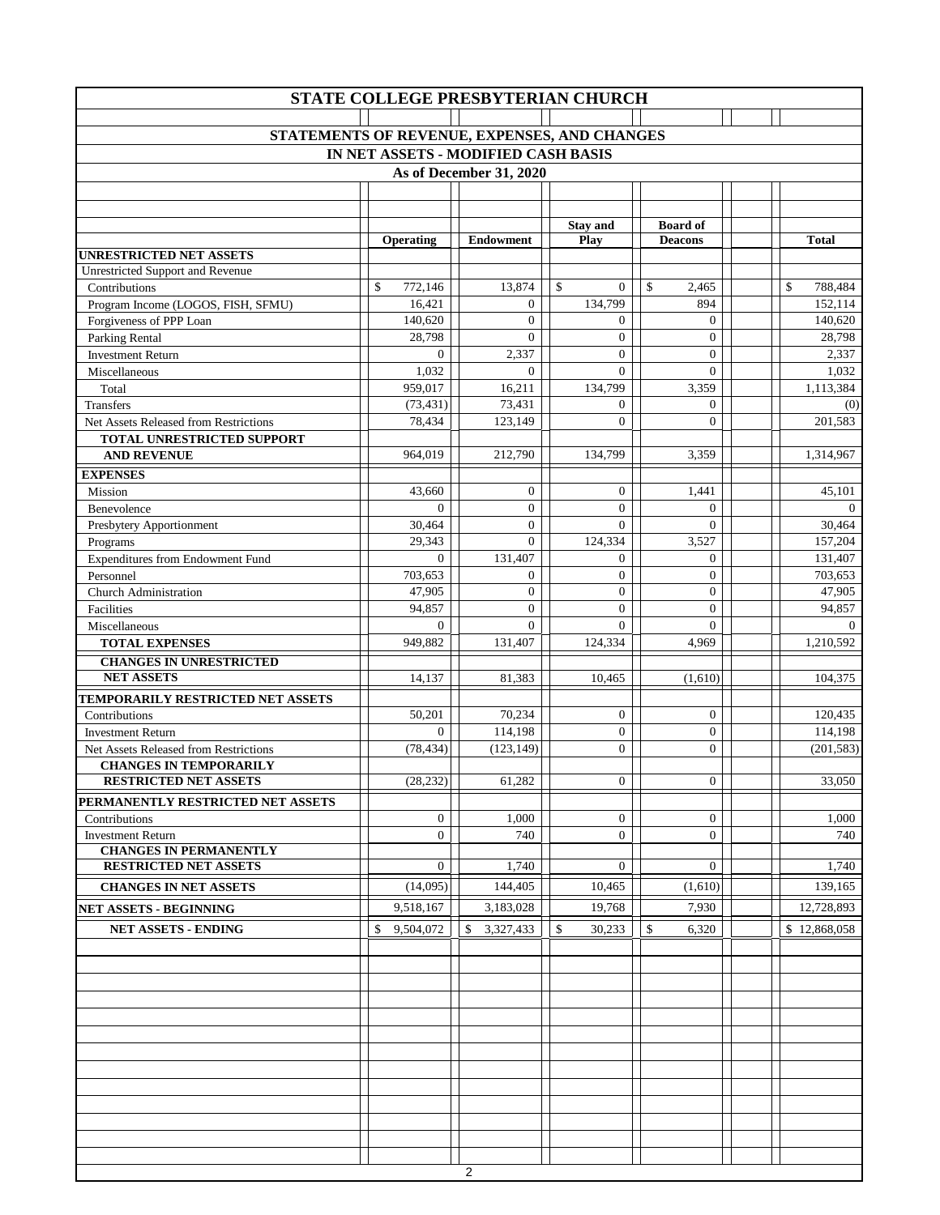# STATE COLLEGE PRESBYTERIAN CHURCH

## STATEMENTS OF REVENUE, EXPENSES, AND CHANGES IN NET ASSETS - MODIFIED CASH BASIS

### As of December 31, 2020

| | Operating | Endowment | Stay and Play | Board of Deacons | Total |
|---|---|---|---|---|---|
| **UNRESTRICTED NET ASSETS** | | | | | |
| Unrestricted Support and Revenue | | | | | |
| Contributions | $ 772,146 | 13,874 | $ 0 | $ 2,465 | $ 788,484 |
| Program Income (LOGOS, FISH, SFMU) | 16,421 | 0 | 134,799 | 894 | 152,114 |
| Forgiveness of PPP Loan | 140,620 | 0 | 0 | 0 | 140,620 |
| Parking Rental | 28,798 | 0 | 0 | 0 | 28,798 |
| Investment Return | 0 | 2,337 | 0 | 0 | 2,337 |
| Miscellaneous | 1,032 | 0 | 0 | 0 | 1,032 |
| Total | 959,017 | 16,211 | 134,799 | 3,359 | 1,113,384 |
| Transfers | (73,431) | 73,431 | 0 | 0 | (0) |
| Net Assets Released from Restrictions | 78,434 | 123,149 | 0 | 0 | 201,583 |
| **TOTAL UNRESTRICTED SUPPORT AND REVENUE** | 964,019 | 212,790 | 134,799 | 3,359 | 1,314,967 |
| **EXPENSES** | | | | | |
| Mission | 43,660 | 0 | 0 | 1,441 | 45,101 |
| Benevolence | 0 | 0 | 0 | 0 | 0 |
| Presbytery Apportionment | 30,464 | 0 | 0 | 0 | 30,464 |
| Programs | 29,343 | 0 | 124,334 | 3,527 | 157,204 |
| Expenditures from Endowment Fund | 0 | 131,407 | 0 | 0 | 131,407 |
| Personnel | 703,653 | 0 | 0 | 0 | 703,653 |
| Church Administration | 47,905 | 0 | 0 | 0 | 47,905 |
| Facilities | 94,857 | 0 | 0 | 0 | 94,857 |
| Miscellaneous | 0 | 0 | 0 | 0 | 0 |
| **TOTAL EXPENSES** | 949,882 | 131,407 | 124,334 | 4,969 | 1,210,592 |
| **CHANGES IN UNRESTRICTED NET ASSETS** | 14,137 | 81,383 | 10,465 | (1,610) | 104,375 |
| **TEMPORARILY RESTRICTED NET ASSETS** | | | | | |
| Contributions | 50,201 | 70,234 | 0 | 0 | 120,435 |
| Investment Return | 0 | 114,198 | 0 | 0 | 114,198 |
| Net Assets Released from Restrictions | (78,434) | (123,149) | 0 | 0 | (201,583) |
| **CHANGES IN TEMPORARILY RESTRICTED NET ASSETS** | (28,232) | 61,282 | 0 | 0 | 33,050 |
| **PERMANENTLY RESTRICTED NET ASSETS** | | | | | |
| Contributions | 0 | 1,000 | 0 | 0 | 1,000 |
| Investment Return | 0 | 740 | 0 | 0 | 740 |
| **CHANGES IN PERMANENTLY RESTRICTED NET ASSETS** | 0 | 1,740 | 0 | 0 | 1,740 |
| **CHANGES IN NET ASSETS** | (14,095) | 144,405 | 10,465 | (1,610) | 139,165 |
| **NET ASSETS - BEGINNING** | 9,518,167 | 3,183,028 | 19,768 | 7,930 | 12,728,893 |
| **NET ASSETS - ENDING** | $ 9,504,072 | $ 3,327,433 | $ 30,233 | $ 6,320 | $ 12,868,058 |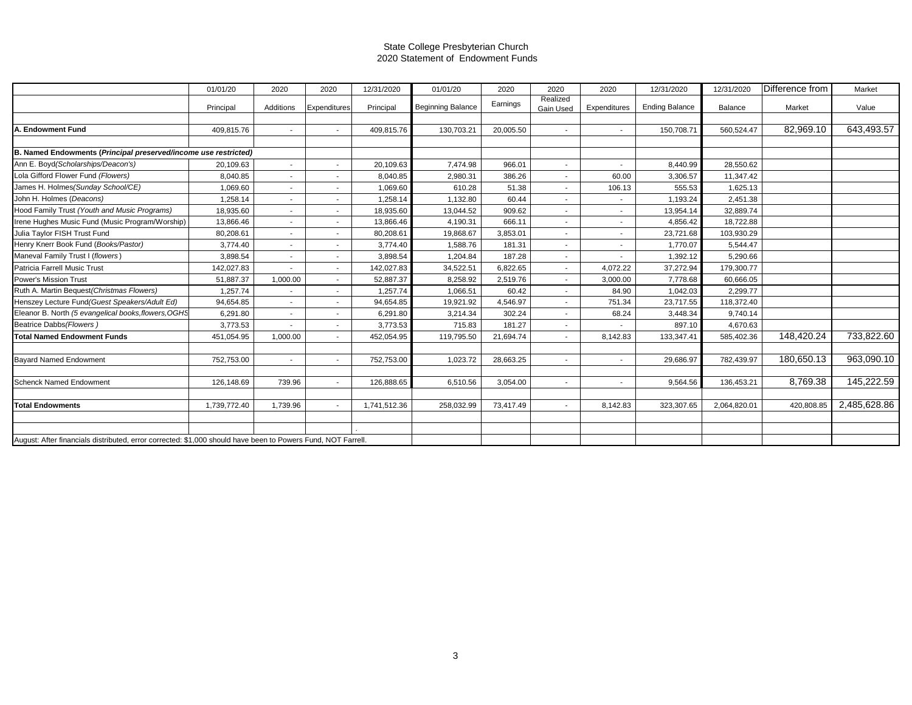# State College Presbyterian Church
## 2020 Statement of Endowment Funds

| | 01/01/20 | 2020 | 2020 | 12/31/2020 | 01/01/20 | 2020 | 2020 | 2020 | 12/31/2020 | 12/31/2020 | Difference from | Market |
|---|---|---|---|---|---|---|---|---|---|---|---|---|
| | Principal | Additions | Expenditures | Principal | Beginning Balance | Earnings | Realized Gain Used | Expenditures | Ending Balance | Balance | Market | Value |
| **A. Endowment Fund** | 409,815.76 | - | - | 409,815.76 | 130,703.21 | 20,005.50 | - | - | 150,708.71 | 560,524.47 | 82,969.10 | 643,493.57 |
| **B. Named Endowments (*Principal preserved/income use restricted*)** | | | | | | | | | | | | |
| Ann E. Boyd*(Scholarships/Deacon's)* | 20,109.63 | - | - | 20,109.63 | 7,474.98 | 966.01 | - | - | 8,440.99 | 28,550.62 | | |
| Lola Gifford Flower Fund *(Flowers)* | 8,040.85 | - | - | 8,040.85 | 2,980.31 | 386.26 | - | 60.00 | 3,306.57 | 11,347.42 | | |
| James H. Holmes*(Sunday School/CE)* | 1,069.60 | - | - | 1,069.60 | 610.28 | 51.38 | - | 106.13 | 555.53 | 1,625.13 | | |
| John H. Holmes *(Deacons)* | 1,258.14 | - | - | 1,258.14 | 1,132.80 | 60.44 | - | - | 1,193.24 | 2,451.38 | | |
| Hood Family Trust *(Youth and Music Programs)* | 18,935.60 | - | - | 18,935.60 | 13,044.52 | 909.62 | - | - | 13,954.14 | 32,889.74 | | |
| Irene Hughes Music Fund (Music Program/Worship) | 13,866.46 | - | - | 13,866.46 | 4,190.31 | 666.11 | - | - | 4,856.42 | 18,722.88 | | |
| Julia Taylor FISH Trust Fund | 80,208.61 | - | - | 80,208.61 | 19,868.67 | 3,853.01 | - | - | 23,721.68 | 103,930.29 | | |
| Henry Knerr Book Fund (*Books/Pastor)* | 3,774.40 | - | - | 3,774.40 | 1,588.76 | 181.31 | - | - | 1,770.07 | 5,544.47 | | |
| Maneval Family Trust I (*flowers*) | 3,898.54 | - | - | 3,898.54 | 1,204.84 | 187.28 | - | - | 1,392.12 | 5,290.66 | | |
| Patricia Farrell Music Trust | 142,027.83 | - | - | 142,027.83 | 34,522.51 | 6,822.65 | - | 4,072.22 | 37,272.94 | 179,300.77 | | |
| Power's Mission Trust | 51,887.37 | 1,000.00 | - | 52,887.37 | 8,258.92 | 2,519.76 | - | 3,000.00 | 7,778.68 | 60,666.05 | | |
| Ruth A. Martin Bequest*(Christmas Flowers)* | 1,257.74 | - | - | 1,257.74 | 1,066.51 | 60.42 | - | 84.90 | 1,042.03 | 2,299.77 | | |
| Henszey Lecture Fund*(Guest Speakers/Adult Ed)* | 94,654.85 | - | - | 94,654.85 | 19,921.92 | 4,546.97 | - | 751.34 | 23,717.55 | 118,372.40 | | |
| Eleanor B. North *(5 evangelical books,flowers,OGHS* | 6,291.80 | - | - | 6,291.80 | 3,214.34 | 302.24 | - | 68.24 | 3,448.34 | 9,740.14 | | |
| Beatrice Dabbs*(Flowers )* | 3,773.53 | - | - | 3,773.53 | 715.83 | 181.27 | - | - | 897.10 | 4,670.63 | | |
| **Total Named Endowment Funds** | 451,054.95 | 1,000.00 | - | 452,054.95 | 119,795.50 | 21,694.74 | - | 8,142.83 | 133,347.41 | 585,402.36 | 148,420.24 | 733,822.60 |
| Bayard Named Endowment | 752,753.00 | - | - | 752,753.00 | 1,023.72 | 28,663.25 | - | - | 29,686.97 | 782,439.97 | 180,650.13 | 963,090.10 |
| Schenck Named Endowment | 126,148.69 | 739.96 | - | 126,888.65 | 6,510.56 | 3,054.00 | - | - | 9,564.56 | 136,453.21 | 8,769.38 | 145,222.59 |
| **Total Endowments** | 1,739,772.40 | 1,739.96 | - | 1,741,512.36 | 258,032.99 | 73,417.49 | - | 8,142.83 | 323,307.65 | 2,064,820.01 | 420,808.85 | 2,485,628.86 |

August: After financials distributed, error corrected: $1,000 should have been to Powers Fund, NOT Farrell.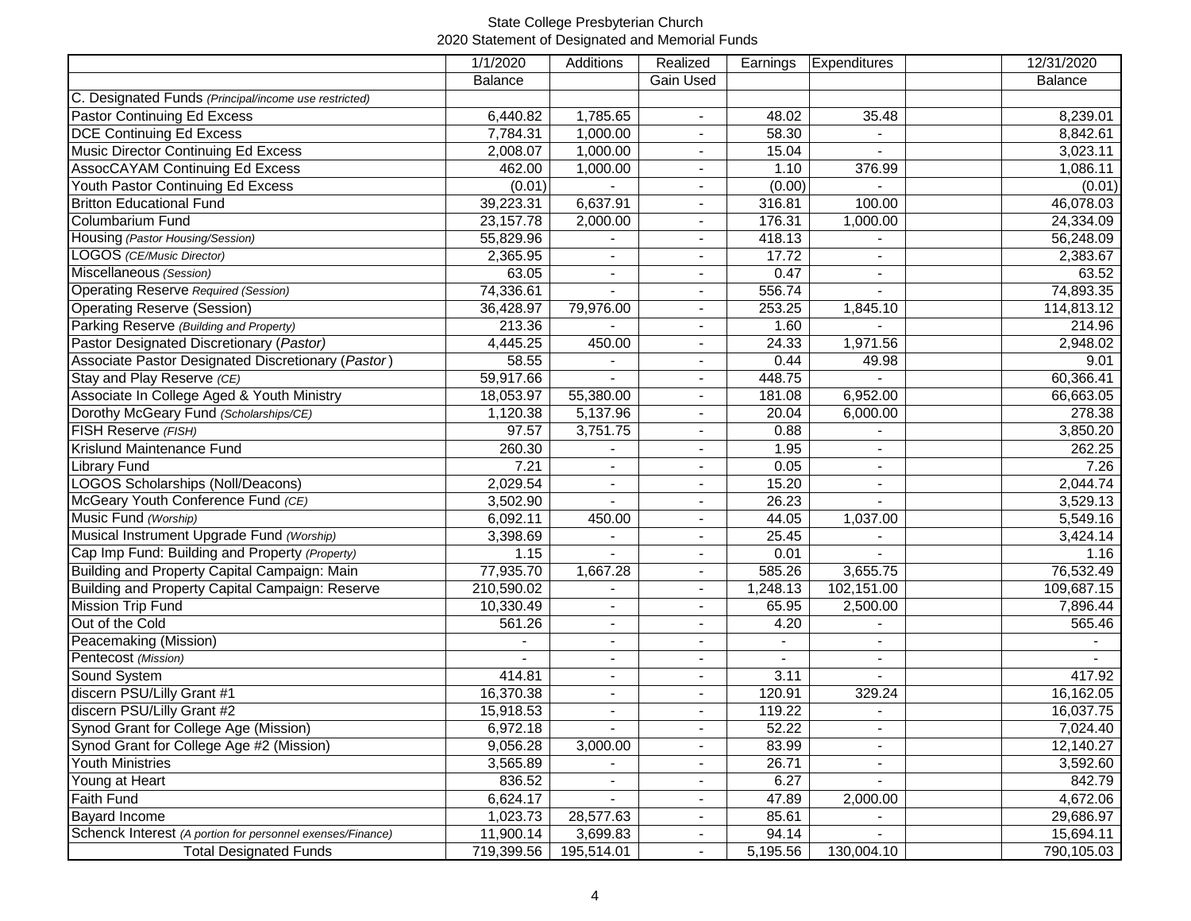State College Presbyterian Church
2020 Statement of Designated and Memorial Funds

| | 1/1/2020 Balance | Additions | Realized Gain Used | Earnings | Expenditures | | 12/31/2020 Balance |
|---|---|---|---|---|---|---|---|
| C. Designated Funds *(Principal/income use restricted)* | | | | | | | |
| Pastor Continuing Ed Excess | 6,440.82 | 1,785.65 | - | 48.02 | 35.48 | | 8,239.01 |
| DCE Continuing Ed Excess | 7,784.31 | 1,000.00 | - | 58.30 | - | | 8,842.61 |
| Music Director Continuing Ed Excess | 2,008.07 | 1,000.00 | - | 15.04 | - | | 3,023.11 |
| AssocCAYAM Continuing Ed Excess | 462.00 | 1,000.00 | - | 1.10 | 376.99 | | 1,086.11 |
| Youth Pastor Continuing Ed Excess | (0.01) | - | - | (0.00) | - | | (0.01) |
| Britton Educational Fund | 39,223.31 | 6,637.91 | - | 316.81 | 100.00 | | 46,078.03 |
| Columbarium Fund | 23,157.78 | 2,000.00 | - | 176.31 | 1,000.00 | | 24,334.09 |
| Housing *(Pastor Housing/Session)* | 55,829.96 | - | - | 418.13 | - | | 56,248.09 |
| LOGOS *(CE/Music Director)* | 2,365.95 | - | - | 17.72 | - | | 2,383.67 |
| Miscellaneous *(Session)* | 63.05 | - | - | 0.47 | - | | 63.52 |
| Operating Reserve *Required (Session)* | 74,336.61 | - | - | 556.74 | - | | 74,893.35 |
| Operating Reserve (Session) | 36,428.97 | 79,976.00 | - | 253.25 | 1,845.10 | | 114,813.12 |
| Parking Reserve *(Building and Property)* | 213.36 | - | - | 1.60 | - | | 214.96 |
| Pastor Designated Discretionary (*Pastor)* | 4,445.25 | 450.00 | - | 24.33 | 1,971.56 | | 2,948.02 |
| Associate Pastor Designated Discretionary (*Pastor*) | 58.55 | - | - | 0.44 | 49.98 | | 9.01 |
| Stay and Play Reserve *(CE)* | 59,917.66 | - | - | 448.75 | - | | 60,366.41 |
| Associate In College Aged & Youth Ministry | 18,053.97 | 55,380.00 | - | 181.08 | 6,952.00 | | 66,663.05 |
| Dorothy McGeary Fund *(Scholarships/CE)* | 1,120.38 | 5,137.96 | - | 20.04 | 6,000.00 | | 278.38 |
| FISH Reserve *(FISH)* | 97.57 | 3,751.75 | - | 0.88 | - | | 3,850.20 |
| Krislund Maintenance Fund | 260.30 | - | - | 1.95 | - | | 262.25 |
| Library Fund | 7.21 | - | - | 0.05 | - | | 7.26 |
| LOGOS Scholarships (Noll/Deacons) | 2,029.54 | - | - | 15.20 | - | | 2,044.74 |
| McGeary Youth Conference Fund *(CE)* | 3,502.90 | - | - | 26.23 | - | | 3,529.13 |
| Music Fund *(Worship)* | 6,092.11 | 450.00 | - | 44.05 | 1,037.00 | | 5,549.16 |
| Musical Instrument Upgrade Fund *(Worship)* | 3,398.69 | - | - | 25.45 | - | | 3,424.14 |
| Cap Imp Fund: Building and Property *(Property)* | 1.15 | - | - | 0.01 | - | | 1.16 |
| Building and Property Capital Campaign: Main | 77,935.70 | 1,667.28 | - | 585.26 | 3,655.75 | | 76,532.49 |
| Building and Property Capital Campaign: Reserve | 210,590.02 | - | - | 1,248.13 | 102,151.00 | | 109,687.15 |
| Mission Trip Fund | 10,330.49 | - | - | 65.95 | 2,500.00 | | 7,896.44 |
| Out of the Cold | 561.26 | - | - | 4.20 | - | | 565.46 |
| Peacemaking (Mission) | - | - | - | - | - | | - |
| Pentecost *(Mission)* | - | - | - | - | - | | - |
| Sound System | 414.81 | - | - | 3.11 | - | | 417.92 |
| discern PSU/Lilly Grant #1 | 16,370.38 | - | - | 120.91 | 329.24 | | 16,162.05 |
| discern PSU/Lilly Grant #2 | 15,918.53 | - | - | 119.22 | - | | 16,037.75 |
| Synod Grant for College Age (Mission) | 6,972.18 | - | - | 52.22 | - | | 7,024.40 |
| Synod Grant for College Age #2 (Mission) | 9,056.28 | 3,000.00 | - | 83.99 | - | | 12,140.27 |
| Youth Ministries | 3,565.89 | - | - | 26.71 | - | | 3,592.60 |
| Young at Heart | 836.52 | - | - | 6.27 | - | | 842.79 |
| Faith Fund | 6,624.17 | - | - | 47.89 | 2,000.00 | | 4,672.06 |
| Bayard Income | 1,023.73 | 28,577.63 | - | 85.61 | - | | 29,686.97 |
| Schenck Interest *(A portion for personnel exenses/Finance)* | 11,900.14 | 3,699.83 | - | 94.14 | - | | 15,694.11 |
| Total Designated Funds | 719,399.56 | 195,514.01 | - | 5,195.56 | 130,004.10 | | 790,105.03 |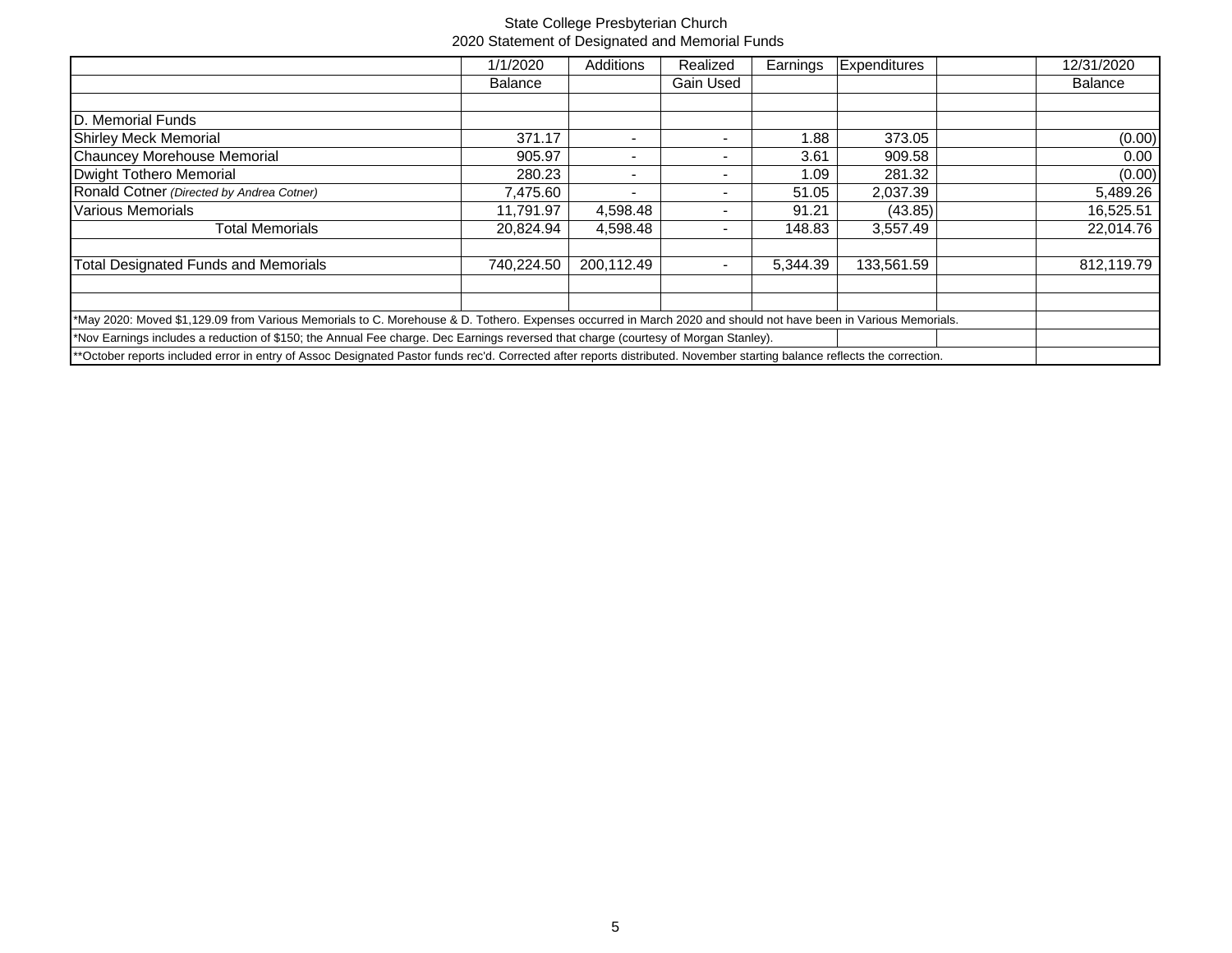State College Presbyterian Church
2020 Statement of Designated and Memorial Funds

| | 1/1/2020 Balance | Additions | Realized Gain Used | Earnings | Expenditures | | 12/31/2020 Balance |
|---|---|---|---|---|---|---|---|
| D. Memorial Funds | | | | | | | |
| Shirley Meck Memorial | 371.17 | - | - | 1.88 | 373.05 | | (0.00) |
| Chauncey Morehouse Memorial | 905.97 | - | - | 3.61 | 909.58 | | 0.00 |
| Dwight Tothero Memorial | 280.23 | - | - | 1.09 | 281.32 | | (0.00) |
| Ronald Cotner *(Directed by Andrea Cotner)* | 7,475.60 | - | - | 51.05 | 2,037.39 | | 5,489.26 |
| Various Memorials | 11,791.97 | 4,598.48 | - | 91.21 | (43.85) | | 16,525.51 |
| Total Memorials | 20,824.94 | 4,598.48 | - | 148.83 | 3,557.49 | | 22,014.76 |
| | | | | | | | |
| Total Designated Funds and Memorials | 740,224.50 | 200,112.49 | - | 5,344.39 | 133,561.59 | | 812,119.79 |

*May 2020: Moved $1,129.09 from Various Memorials to C. Morehouse & D. Tothero. Expenses occurred in March 2020 and should not have been in Various Memorials.

*Nov Earnings includes a reduction of $150; the Annual Fee charge. Dec Earnings reversed that charge (courtesy of Morgan Stanley).

**October reports included error in entry of Assoc Designated Pastor funds rec'd. Corrected after reports distributed. November starting balance reflects the correction.